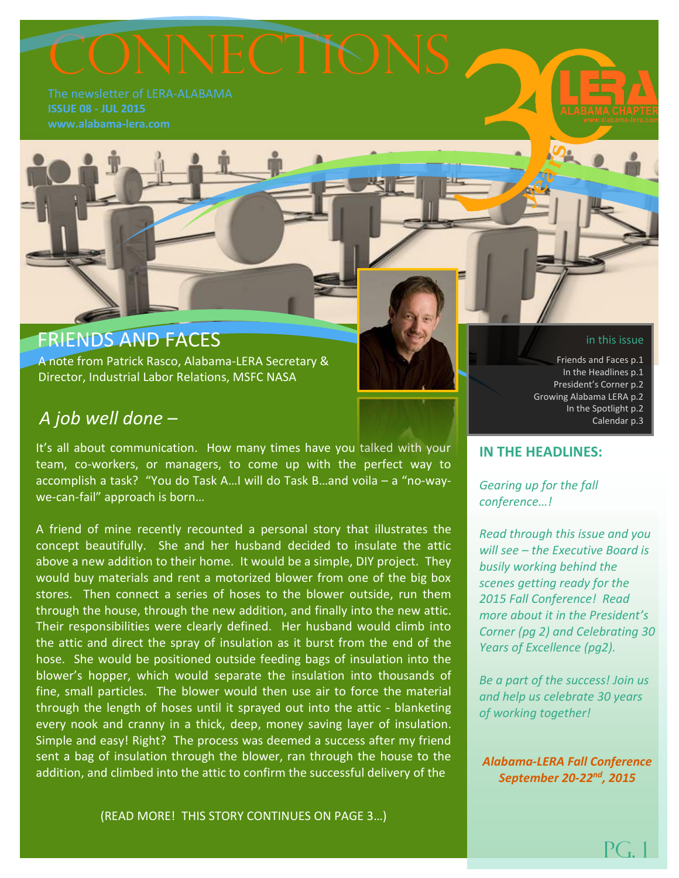# CONNECTIONS

The newsletter of LERA-ALABAMA
**ISSUE 08 - JUL 2015**
**www.alabama-lera.com**

## FRIENDS AND FACES

A note from Patrick Rasco, Alabama-LERA Secretary & Director, Industrial Labor Relations, MSFC NASA

### *A job well done –*

It's all about communication. How many times have you talked with your team, co-workers, or managers, to come up with the perfect way to accomplish a task? "You do Task A…I will do Task B…and voila – a "no-way-we-can-fail" approach is born…

A friend of mine recently recounted a personal story that illustrates the concept beautifully. She and her husband decided to insulate the attic above a new addition to their home. It would be a simple, DIY project. They would buy materials and rent a motorized blower from one of the big box stores. Then connect a series of hoses to the blower outside, run them through the house, through the new addition, and finally into the new attic. Their responsibilities were clearly defined. Her husband would climb into the attic and direct the spray of insulation as it burst from the end of the hose. She would be positioned outside feeding bags of insulation into the blower's hopper, which would separate the insulation into thousands of fine, small particles. The blower would then use air to force the material through the length of hoses until it sprayed out into the attic - blanketing every nook and cranny in a thick, deep, money saving layer of insulation. Simple and easy! Right? The process was deemed a success after my friend sent a bag of insulation through the blower, ran through the house to the addition, and climbed into the attic to confirm the successful delivery of the

(READ MORE! THIS STORY CONTINUES ON PAGE 3…)

**in this issue**

Friends and Faces p.1
In the Headlines p.1
President's Corner p.2
Growing Alabama LERA p.2
In the Spotlight p.2
Calendar p.3

## IN THE HEADLINES:

*Gearing up for the fall conference…!*

*Read through this issue and you will see – the Executive Board is busily working behind the scenes getting ready for the 2015 Fall Conference! Read more about it in the President's Corner (pg 2) and Celebrating 30 Years of Excellence (pg2).*

*Be a part of the success! Join us and help us celebrate 30 years of working together!*

***Alabama-LERA Fall Conference September 20-22nd, 2015***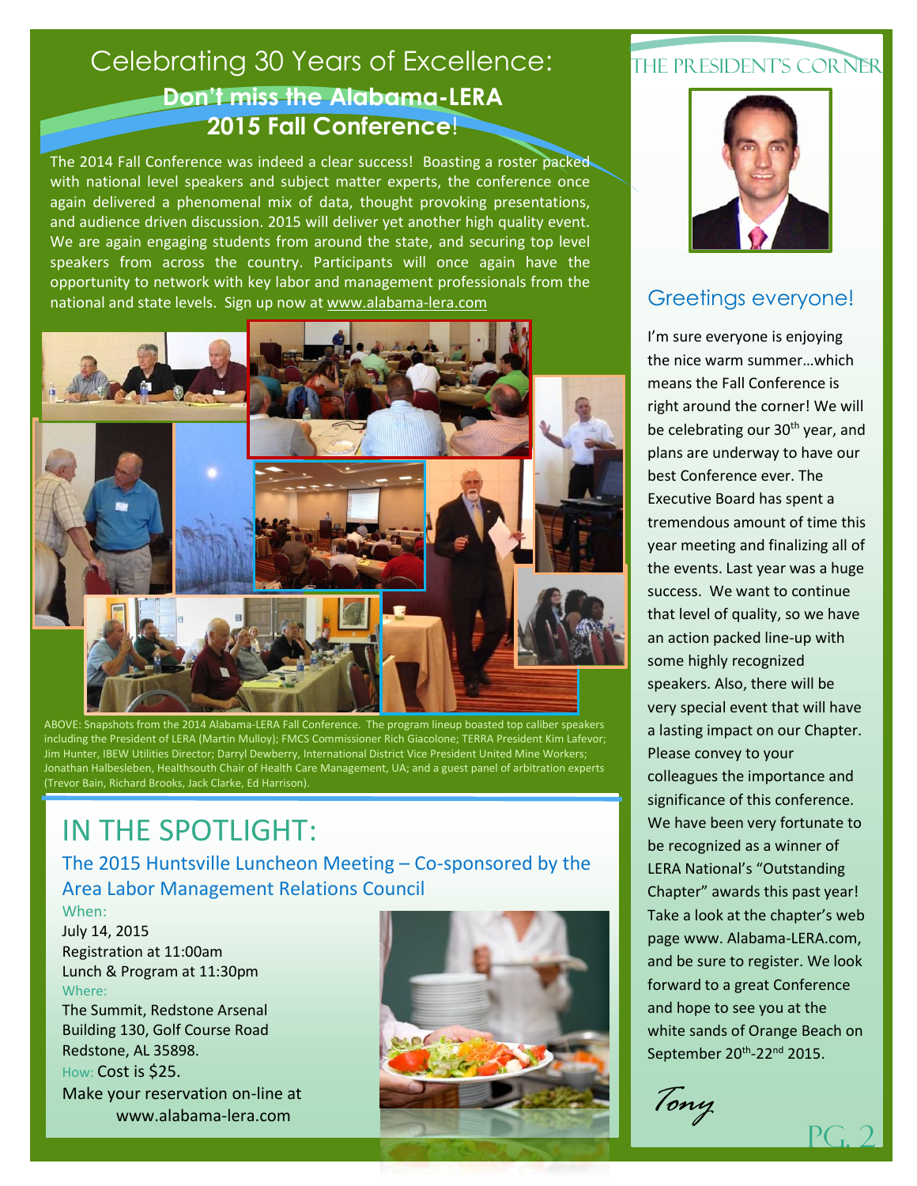# Celebrating 30 Years of Excellence:

## Don't miss the Alabama-LERA 2015 Fall Conference!

The 2014 Fall Conference was indeed a clear success! Boasting a roster packed with national level speakers and subject matter experts, the conference once again delivered a phenomenal mix of data, thought provoking presentations, and audience driven discussion. 2015 will deliver yet another high quality event. We are again engaging students from around the state, and securing top level speakers from across the country. Participants will once again have the opportunity to network with key labor and management professionals from the national and state levels. Sign up now at www.alabama-lera.com

ABOVE: Snapshots from the 2014 Alabama-LERA Fall Conference. The program lineup boasted top caliber speakers including the President of LERA (Martin Mulloy); FMCS Commissioner Rich Giacolone; TERRA President Kim Lafevor; Jim Hunter, IBEW Utilities Director; Darryl Dewberry, International District Vice President United Mine Workers; Jonathan Halbesleben, Healthsouth Chair of Health Care Management, UA; and a guest panel of arbitration experts (Trevor Bain, Richard Brooks, Jack Clarke, Ed Harrison).

# IN THE SPOTLIGHT:

### The 2015 Huntsville Luncheon Meeting – Co-sponsored by the Area Labor Management Relations Council

When:
July 14, 2015
Registration at 11:00am
Lunch & Program at 11:30pm

Where:
The Summit, Redstone Arsenal
Building 130, Golf Course Road
Redstone, AL 35898.

How: Cost is $25.
Make your reservation on-line at www.alabama-lera.com

# The President's Corner

## Greetings everyone!

I'm sure everyone is enjoying the nice warm summer…which means the Fall Conference is right around the corner! We will be celebrating our 30th year, and plans are underway to have our best Conference ever. The Executive Board has spent a tremendous amount of time this year meeting and finalizing all of the events. Last year was a huge success. We want to continue that level of quality, so we have an action packed line-up with some highly recognized speakers. Also, there will be very special event that will have a lasting impact on our Chapter. Please convey to your colleagues the importance and significance of this conference. We have been very fortunate to be recognized as a winner of LERA National's "Outstanding Chapter" awards this past year! Take a look at the chapter's web page www. Alabama-LERA.com, and be sure to register. We look forward to a great Conference and hope to see you at the white sands of Orange Beach on September 20th-22nd 2015.

*Tony*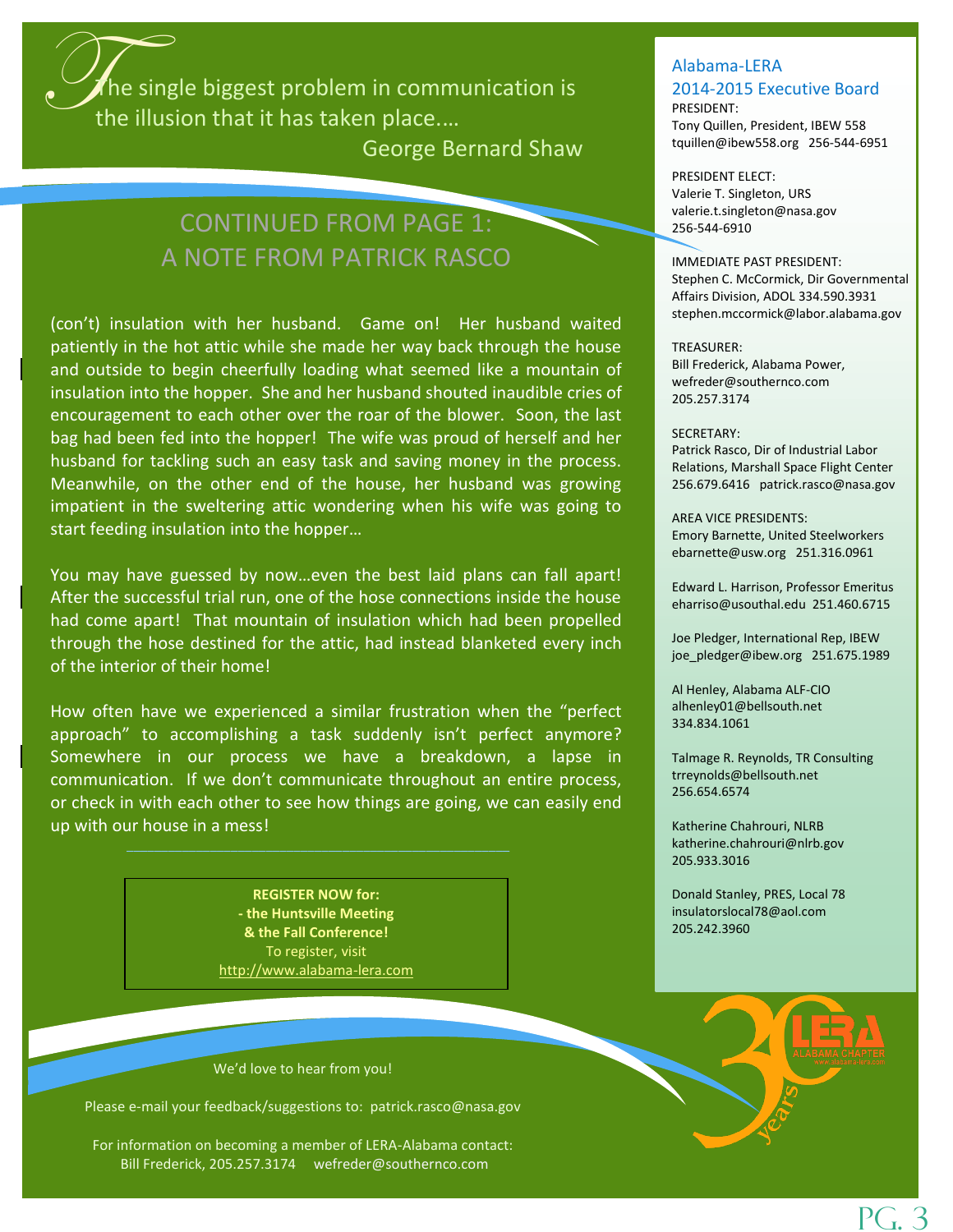*The single biggest problem in communication is the illusion that it has taken place....*

George Bernard Shaw

## CONTINUED FROM PAGE 1: A NOTE FROM PATRICK RASCO

(con't) insulation with her husband. Game on! Her husband waited patiently in the hot attic while she made her way back through the house and outside to begin cheerfully loading what seemed like a mountain of insulation into the hopper. She and her husband shouted inaudible cries of encouragement to each other over the roar of the blower. Soon, the last bag had been fed into the hopper! The wife was proud of herself and her husband for tackling such an easy task and saving money in the process. Meanwhile, on the other end of the house, her husband was growing impatient in the sweltering attic wondering when his wife was going to start feeding insulation into the hopper…

You may have guessed by now…even the best laid plans can fall apart! After the successful trial run, one of the hose connections inside the house had come apart! That mountain of insulation which had been propelled through the hose destined for the attic, had instead blanketed every inch of the interior of their home!

How often have we experienced a similar frustration when the "perfect approach" to accomplishing a task suddenly isn't perfect anymore? Somewhere in our process we have a breakdown, a lapse in communication. If we don't communicate throughout an entire process, or check in with each other to see how things are going, we can easily end up with our house in a mess!

---

**REGISTER NOW for:**
**- the Huntsville Meeting**
**& the Fall Conference!**
To register, visit
http://www.alabama-lera.com

We'd love to hear from you!

Please e-mail your feedback/suggestions to: patrick.rasco@nasa.gov

For information on becoming a member of LERA-Alabama contact:
Bill Frederick, 205.257.3174 wefreder@southernco.com

## Alabama-LERA 2014-2015 Executive Board

PRESIDENT:
Tony Quillen, President, IBEW 558
tquillen@ibew558.org 256-544-6951

PRESIDENT ELECT:
Valerie T. Singleton, URS
valerie.t.singleton@nasa.gov
256-544-6910

IMMEDIATE PAST PRESIDENT:
Stephen C. McCormick, Dir Governmental Affairs Division, ADOL 334.590.3931
stephen.mccormick@labor.alabama.gov

TREASURER:
Bill Frederick, Alabama Power,
wefreder@southernco.com
205.257.3174

SECRETARY:
Patrick Rasco, Dir of Industrial Labor Relations, Marshall Space Flight Center
256.679.6416 patrick.rasco@nasa.gov

AREA VICE PRESIDENTS:
Emory Barnette, United Steelworkers
ebarnette@usw.org 251.316.0961

Edward L. Harrison, Professor Emeritus
eharriso@usouthal.edu 251.460.6715

Joe Pledger, International Rep, IBEW
joe_pledger@ibew.org 251.675.1989

Al Henley, Alabama ALF-CIO
alhenley01@bellsouth.net
334.834.1061

Talmage R. Reynolds, TR Consulting
trreynolds@bellsouth.net
256.654.6574

Katherine Chahrouri, NLRB
katherine.chahrouri@nlrb.gov
205.933.3016

Donald Stanley, PRES, Local 78
insulatorslocal78@aol.com
205.242.3960

30 years LERA ALABAMA CHAPTER www.alabama-lera.com